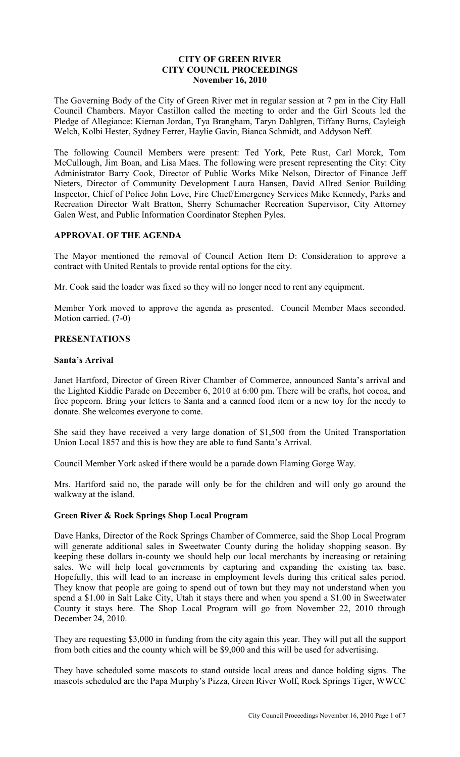**CITY OF GREEN RIVER**
**CITY COUNCIL PROCEEDINGS**
**November 16, 2010**

The Governing Body of the City of Green River met in regular session at 7 pm in the City Hall Council Chambers. Mayor Castillon called the meeting to order and the Girl Scouts led the Pledge of Allegiance: Kiernan Jordan, Tya Brangham, Taryn Dahlgren, Tiffany Burns, Cayleigh Welch, Kolbi Hester, Sydney Ferrer, Haylie Gavin, Bianca Schmidt, and Addyson Neff.

The following Council Members were present: Ted York, Pete Rust, Carl Morck, Tom McCullough, Jim Boan, and Lisa Maes. The following were present representing the City: City Administrator Barry Cook, Director of Public Works Mike Nelson, Director of Finance Jeff Nieters, Director of Community Development Laura Hansen, David Allred Senior Building Inspector, Chief of Police John Love, Fire Chief/Emergency Services Mike Kennedy, Parks and Recreation Director Walt Bratton, Sherry Schumacher Recreation Supervisor, City Attorney Galen West, and Public Information Coordinator Stephen Pyles.

## APPROVAL OF THE AGENDA

The Mayor mentioned the removal of Council Action Item D: Consideration to approve a contract with United Rentals to provide rental options for the city.

Mr. Cook said the loader was fixed so they will no longer need to rent any equipment.

Member York moved to approve the agenda as presented. Council Member Maes seconded. Motion carried. (7-0)

## PRESENTATIONS

### Santa's Arrival

Janet Hartford, Director of Green River Chamber of Commerce, announced Santa's arrival and the Lighted Kiddie Parade on December 6, 2010 at 6:00 pm. There will be crafts, hot cocoa, and free popcorn. Bring your letters to Santa and a canned food item or a new toy for the needy to donate. She welcomes everyone to come.

She said they have received a very large donation of $1,500 from the United Transportation Union Local 1857 and this is how they are able to fund Santa's Arrival.

Council Member York asked if there would be a parade down Flaming Gorge Way.

Mrs. Hartford said no, the parade will only be for the children and will only go around the walkway at the island.

### Green River & Rock Springs Shop Local Program

Dave Hanks, Director of the Rock Springs Chamber of Commerce, said the Shop Local Program will generate additional sales in Sweetwater County during the holiday shopping season. By keeping these dollars in-county we should help our local merchants by increasing or retaining sales. We will help local governments by capturing and expanding the existing tax base. Hopefully, this will lead to an increase in employment levels during this critical sales period. They know that people are going to spend out of town but they may not understand when you spend a $1.00 in Salt Lake City, Utah it stays there and when you spend a $1.00 in Sweetwater County it stays here. The Shop Local Program will go from November 22, 2010 through December 24, 2010.

They are requesting $3,000 in funding from the city again this year. They will put all the support from both cities and the county which will be $9,000 and this will be used for advertising.

They have scheduled some mascots to stand outside local areas and dance holding signs. The mascots scheduled are the Papa Murphy's Pizza, Green River Wolf, Rock Springs Tiger, WWCC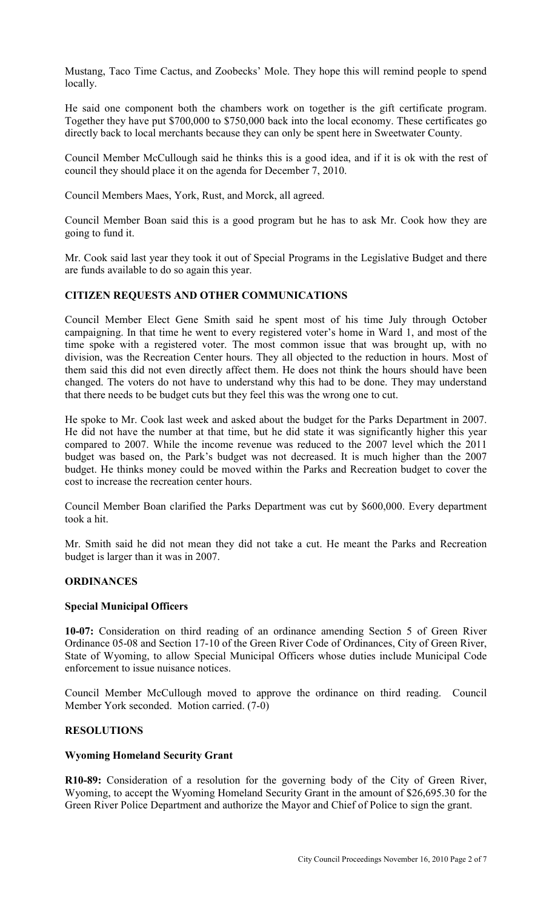Mustang, Taco Time Cactus, and Zoobecks' Mole. They hope this will remind people to spend locally.

He said one component both the chambers work on together is the gift certificate program. Together they have put $700,000 to $750,000 back into the local economy. These certificates go directly back to local merchants because they can only be spent here in Sweetwater County.

Council Member McCullough said he thinks this is a good idea, and if it is ok with the rest of council they should place it on the agenda for December 7, 2010.

Council Members Maes, York, Rust, and Morck, all agreed.

Council Member Boan said this is a good program but he has to ask Mr. Cook how they are going to fund it.

Mr. Cook said last year they took it out of Special Programs in the Legislative Budget and there are funds available to do so again this year.

## CITIZEN REQUESTS AND OTHER COMMUNICATIONS

Council Member Elect Gene Smith said he spent most of his time July through October campaigning. In that time he went to every registered voter's home in Ward 1, and most of the time spoke with a registered voter. The most common issue that was brought up, with no division, was the Recreation Center hours. They all objected to the reduction in hours. Most of them said this did not even directly affect them. He does not think the hours should have been changed. The voters do not have to understand why this had to be done. They may understand that there needs to be budget cuts but they feel this was the wrong one to cut.

He spoke to Mr. Cook last week and asked about the budget for the Parks Department in 2007. He did not have the number at that time, but he did state it was significantly higher this year compared to 2007. While the income revenue was reduced to the 2007 level which the 2011 budget was based on, the Park's budget was not decreased. It is much higher than the 2007 budget. He thinks money could be moved within the Parks and Recreation budget to cover the cost to increase the recreation center hours.

Council Member Boan clarified the Parks Department was cut by $600,000. Every department took a hit.

Mr. Smith said he did not mean they did not take a cut. He meant the Parks and Recreation budget is larger than it was in 2007.

## ORDINANCES

### Special Municipal Officers

**10-07:** Consideration on third reading of an ordinance amending Section 5 of Green River Ordinance 05-08 and Section 17-10 of the Green River Code of Ordinances, City of Green River, State of Wyoming, to allow Special Municipal Officers whose duties include Municipal Code enforcement to issue nuisance notices.

Council Member McCullough moved to approve the ordinance on third reading. Council Member York seconded. Motion carried. (7-0)

## RESOLUTIONS

### Wyoming Homeland Security Grant

**R10-89:** Consideration of a resolution for the governing body of the City of Green River, Wyoming, to accept the Wyoming Homeland Security Grant in the amount of $26,695.30 for the Green River Police Department and authorize the Mayor and Chief of Police to sign the grant.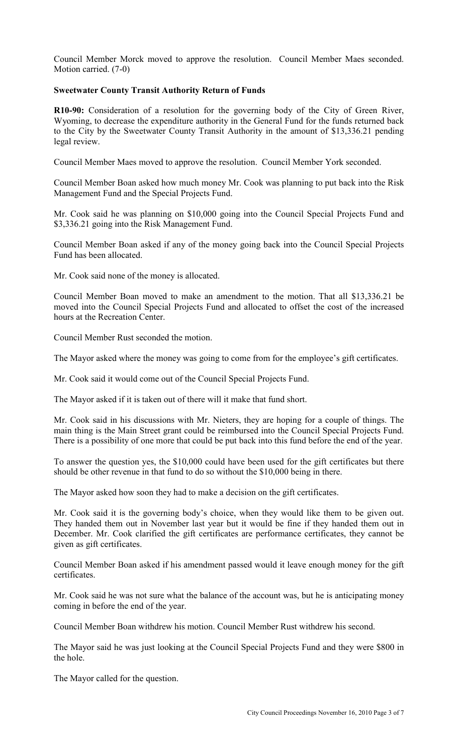Council Member Morck moved to approve the resolution. Council Member Maes seconded. Motion carried. (7-0)

**Sweetwater County Transit Authority Return of Funds**

**R10-90:** Consideration of a resolution for the governing body of the City of Green River, Wyoming, to decrease the expenditure authority in the General Fund for the funds returned back to the City by the Sweetwater County Transit Authority in the amount of $13,336.21 pending legal review.

Council Member Maes moved to approve the resolution. Council Member York seconded.

Council Member Boan asked how much money Mr. Cook was planning to put back into the Risk Management Fund and the Special Projects Fund.

Mr. Cook said he was planning on $10,000 going into the Council Special Projects Fund and $3,336.21 going into the Risk Management Fund.

Council Member Boan asked if any of the money going back into the Council Special Projects Fund has been allocated.

Mr. Cook said none of the money is allocated.

Council Member Boan moved to make an amendment to the motion. That all $13,336.21 be moved into the Council Special Projects Fund and allocated to offset the cost of the increased hours at the Recreation Center.

Council Member Rust seconded the motion.

The Mayor asked where the money was going to come from for the employee's gift certificates.

Mr. Cook said it would come out of the Council Special Projects Fund.

The Mayor asked if it is taken out of there will it make that fund short.

Mr. Cook said in his discussions with Mr. Nieters, they are hoping for a couple of things. The main thing is the Main Street grant could be reimbursed into the Council Special Projects Fund. There is a possibility of one more that could be put back into this fund before the end of the year.

To answer the question yes, the $10,000 could have been used for the gift certificates but there should be other revenue in that fund to do so without the $10,000 being in there.

The Mayor asked how soon they had to make a decision on the gift certificates.

Mr. Cook said it is the governing body's choice, when they would like them to be given out. They handed them out in November last year but it would be fine if they handed them out in December. Mr. Cook clarified the gift certificates are performance certificates, they cannot be given as gift certificates.

Council Member Boan asked if his amendment passed would it leave enough money for the gift certificates.

Mr. Cook said he was not sure what the balance of the account was, but he is anticipating money coming in before the end of the year.

Council Member Boan withdrew his motion. Council Member Rust withdrew his second.

The Mayor said he was just looking at the Council Special Projects Fund and they were $800 in the hole.

The Mayor called for the question.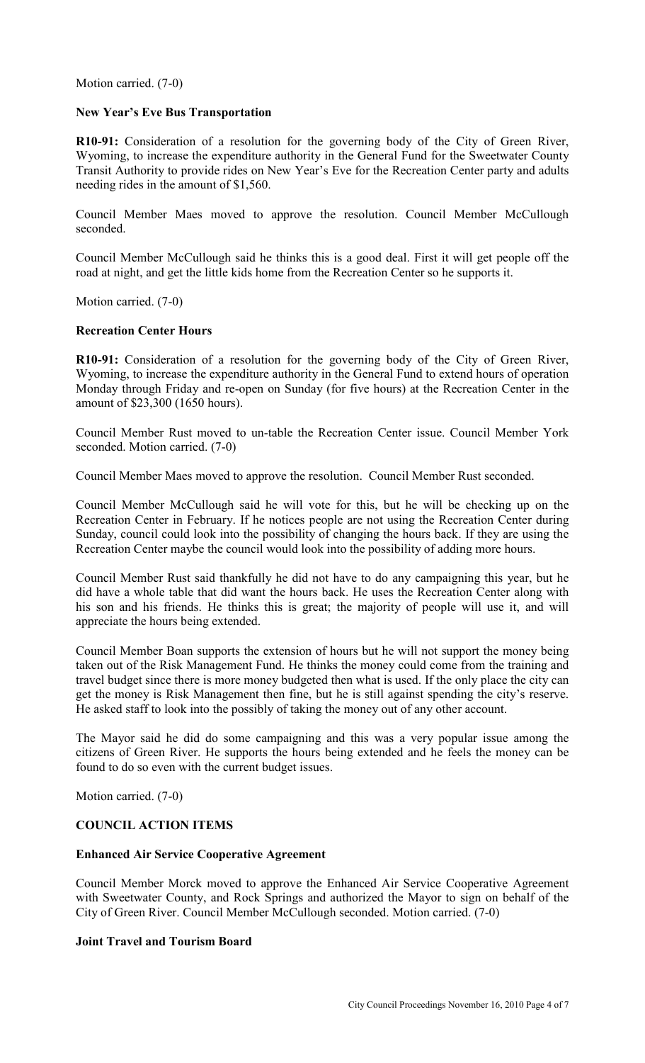Motion carried. (7-0)

### New Year's Eve Bus Transportation

**R10-91:** Consideration of a resolution for the governing body of the City of Green River, Wyoming, to increase the expenditure authority in the General Fund for the Sweetwater County Transit Authority to provide rides on New Year's Eve for the Recreation Center party and adults needing rides in the amount of $1,560.

Council Member Maes moved to approve the resolution. Council Member McCullough seconded.

Council Member McCullough said he thinks this is a good deal. First it will get people off the road at night, and get the little kids home from the Recreation Center so he supports it.

Motion carried. (7-0)

### Recreation Center Hours

**R10-91:** Consideration of a resolution for the governing body of the City of Green River, Wyoming, to increase the expenditure authority in the General Fund to extend hours of operation Monday through Friday and re-open on Sunday (for five hours) at the Recreation Center in the amount of $23,300 (1650 hours).

Council Member Rust moved to un-table the Recreation Center issue. Council Member York seconded. Motion carried. (7-0)

Council Member Maes moved to approve the resolution. Council Member Rust seconded.

Council Member McCullough said he will vote for this, but he will be checking up on the Recreation Center in February. If he notices people are not using the Recreation Center during Sunday, council could look into the possibility of changing the hours back. If they are using the Recreation Center maybe the council would look into the possibility of adding more hours.

Council Member Rust said thankfully he did not have to do any campaigning this year, but he did have a whole table that did want the hours back. He uses the Recreation Center along with his son and his friends. He thinks this is great; the majority of people will use it, and will appreciate the hours being extended.

Council Member Boan supports the extension of hours but he will not support the money being taken out of the Risk Management Fund. He thinks the money could come from the training and travel budget since there is more money budgeted then what is used. If the only place the city can get the money is Risk Management then fine, but he is still against spending the city's reserve. He asked staff to look into the possibly of taking the money out of any other account.

The Mayor said he did do some campaigning and this was a very popular issue among the citizens of Green River. He supports the hours being extended and he feels the money can be found to do so even with the current budget issues.

Motion carried. (7-0)

## COUNCIL ACTION ITEMS

### Enhanced Air Service Cooperative Agreement

Council Member Morck moved to approve the Enhanced Air Service Cooperative Agreement with Sweetwater County, and Rock Springs and authorized the Mayor to sign on behalf of the City of Green River. Council Member McCullough seconded. Motion carried. (7-0)

### Joint Travel and Tourism Board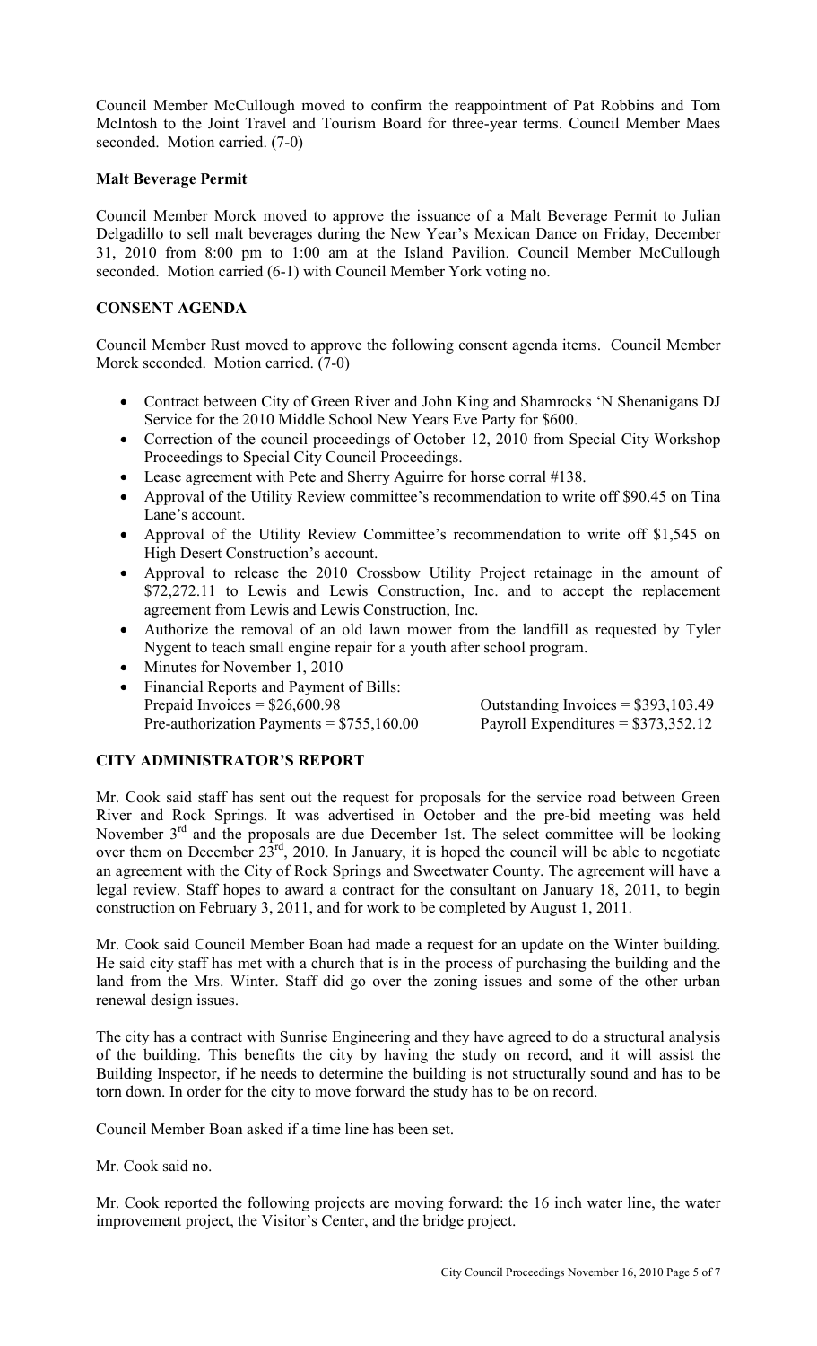Council Member McCullough moved to confirm the reappointment of Pat Robbins and Tom McIntosh to the Joint Travel and Tourism Board for three-year terms. Council Member Maes seconded. Motion carried. (7-0)

**Malt Beverage Permit**

Council Member Morck moved to approve the issuance of a Malt Beverage Permit to Julian Delgadillo to sell malt beverages during the New Year's Mexican Dance on Friday, December 31, 2010 from 8:00 pm to 1:00 am at the Island Pavilion. Council Member McCullough seconded. Motion carried (6-1) with Council Member York voting no.

**CONSENT AGENDA**

Council Member Rust moved to approve the following consent agenda items. Council Member Morck seconded. Motion carried. (7-0)

- Contract between City of Green River and John King and Shamrocks 'N Shenanigans DJ Service for the 2010 Middle School New Years Eve Party for $600.
- Correction of the council proceedings of October 12, 2010 from Special City Workshop Proceedings to Special City Council Proceedings.
- Lease agreement with Pete and Sherry Aguirre for horse corral #138.
- Approval of the Utility Review committee's recommendation to write off $90.45 on Tina Lane's account.
- Approval of the Utility Review Committee's recommendation to write off $1,545 on High Desert Construction's account.
- Approval to release the 2010 Crossbow Utility Project retainage in the amount of $72,272.11 to Lewis and Lewis Construction, Inc. and to accept the replacement agreement from Lewis and Lewis Construction, Inc.
- Authorize the removal of an old lawn mower from the landfill as requested by Tyler Nygent to teach small engine repair for a youth after school program.
- Minutes for November 1, 2010
- Financial Reports and Payment of Bills:
  Prepaid Invoices = $26,600.98 Outstanding Invoices = $393,103.49
  Pre-authorization Payments = $755,160.00 Payroll Expenditures = $373,352.12

**CITY ADMINISTRATOR'S REPORT**

Mr. Cook said staff has sent out the request for proposals for the service road between Green River and Rock Springs. It was advertised in October and the pre-bid meeting was held November 3rd and the proposals are due December 1st. The select committee will be looking over them on December 23rd, 2010. In January, it is hoped the council will be able to negotiate an agreement with the City of Rock Springs and Sweetwater County. The agreement will have a legal review. Staff hopes to award a contract for the consultant on January 18, 2011, to begin construction on February 3, 2011, and for work to be completed by August 1, 2011.

Mr. Cook said Council Member Boan had made a request for an update on the Winter building. He said city staff has met with a church that is in the process of purchasing the building and the land from the Mrs. Winter. Staff did go over the zoning issues and some of the other urban renewal design issues.

The city has a contract with Sunrise Engineering and they have agreed to do a structural analysis of the building. This benefits the city by having the study on record, and it will assist the Building Inspector, if he needs to determine the building is not structurally sound and has to be torn down. In order for the city to move forward the study has to be on record.

Council Member Boan asked if a time line has been set.

Mr. Cook said no.

Mr. Cook reported the following projects are moving forward: the 16 inch water line, the water improvement project, the Visitor's Center, and the bridge project.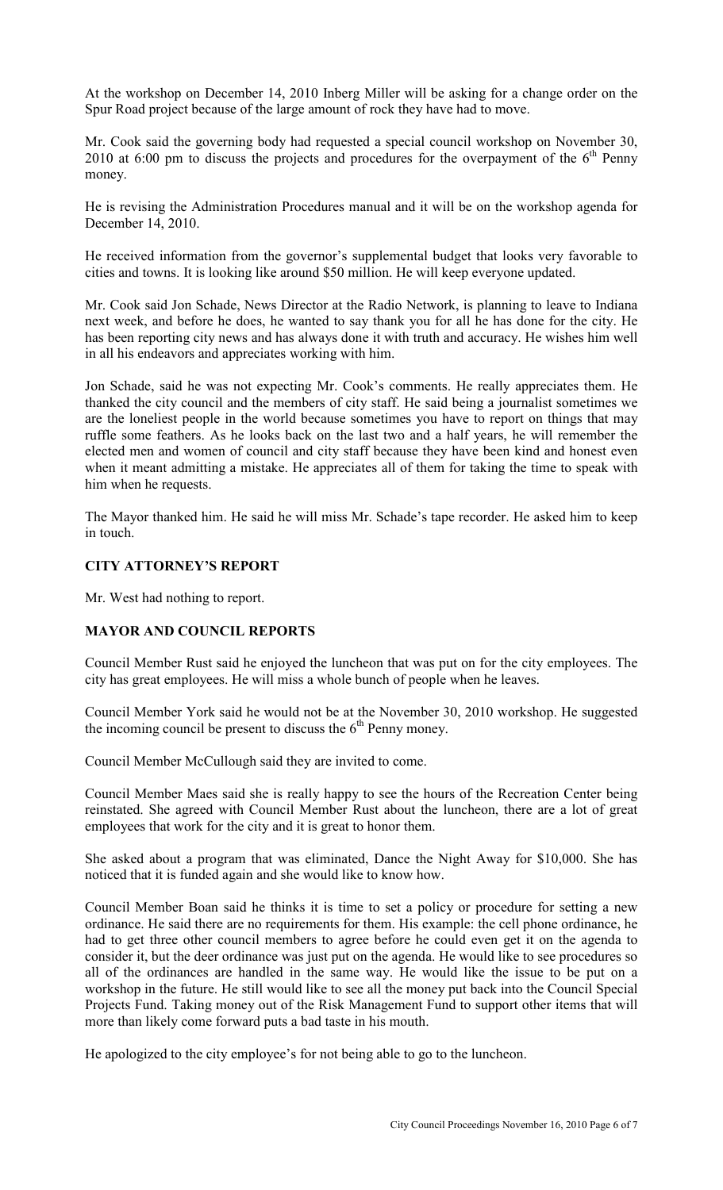At the workshop on December 14, 2010 Inberg Miller will be asking for a change order on the Spur Road project because of the large amount of rock they have had to move.

Mr. Cook said the governing body had requested a special council workshop on November 30, 2010 at 6:00 pm to discuss the projects and procedures for the overpayment of the 6th Penny money.

He is revising the Administration Procedures manual and it will be on the workshop agenda for December 14, 2010.

He received information from the governor's supplemental budget that looks very favorable to cities and towns. It is looking like around $50 million. He will keep everyone updated.

Mr. Cook said Jon Schade, News Director at the Radio Network, is planning to leave to Indiana next week, and before he does, he wanted to say thank you for all he has done for the city. He has been reporting city news and has always done it with truth and accuracy. He wishes him well in all his endeavors and appreciates working with him.

Jon Schade, said he was not expecting Mr. Cook's comments. He really appreciates them. He thanked the city council and the members of city staff. He said being a journalist sometimes we are the loneliest people in the world because sometimes you have to report on things that may ruffle some feathers. As he looks back on the last two and a half years, he will remember the elected men and women of council and city staff because they have been kind and honest even when it meant admitting a mistake. He appreciates all of them for taking the time to speak with him when he requests.

The Mayor thanked him. He said he will miss Mr. Schade's tape recorder. He asked him to keep in touch.

## CITY ATTORNEY'S REPORT

Mr. West had nothing to report.

## MAYOR AND COUNCIL REPORTS

Council Member Rust said he enjoyed the luncheon that was put on for the city employees. The city has great employees. He will miss a whole bunch of people when he leaves.

Council Member York said he would not be at the November 30, 2010 workshop. He suggested the incoming council be present to discuss the 6th Penny money.

Council Member McCullough said they are invited to come.

Council Member Maes said she is really happy to see the hours of the Recreation Center being reinstated. She agreed with Council Member Rust about the luncheon, there are a lot of great employees that work for the city and it is great to honor them.

She asked about a program that was eliminated, Dance the Night Away for $10,000. She has noticed that it is funded again and she would like to know how.

Council Member Boan said he thinks it is time to set a policy or procedure for setting a new ordinance. He said there are no requirements for them. His example: the cell phone ordinance, he had to get three other council members to agree before he could even get it on the agenda to consider it, but the deer ordinance was just put on the agenda. He would like to see procedures so all of the ordinances are handled in the same way. He would like the issue to be put on a workshop in the future. He still would like to see all the money put back into the Council Special Projects Fund. Taking money out of the Risk Management Fund to support other items that will more than likely come forward puts a bad taste in his mouth.

He apologized to the city employee's for not being able to go to the luncheon.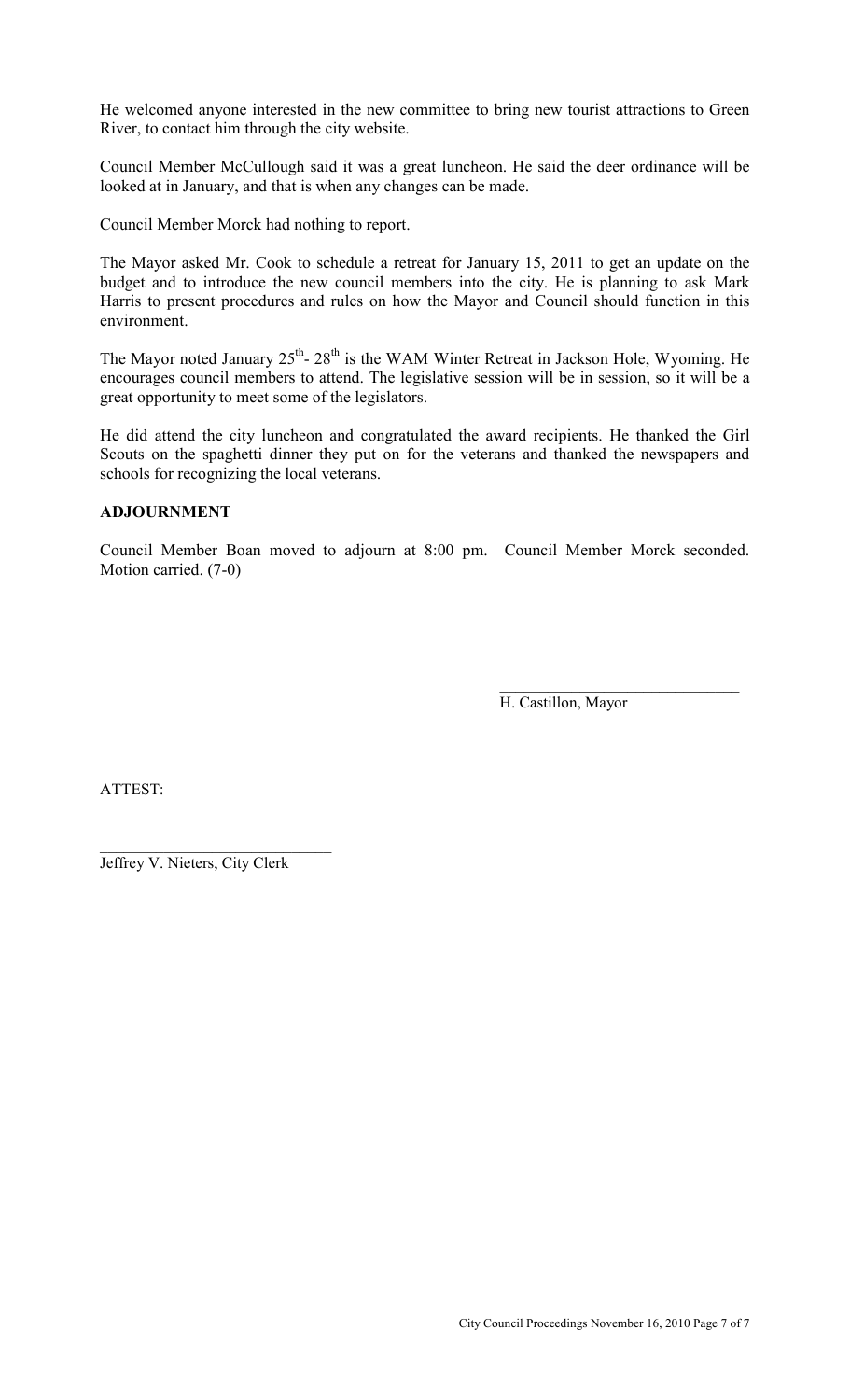He welcomed anyone interested in the new committee to bring new tourist attractions to Green River, to contact him through the city website.

Council Member McCullough said it was a great luncheon. He said the deer ordinance will be looked at in January, and that is when any changes can be made.

Council Member Morck had nothing to report.

The Mayor asked Mr. Cook to schedule a retreat for January 15, 2011 to get an update on the budget and to introduce the new council members into the city. He is planning to ask Mark Harris to present procedures and rules on how the Mayor and Council should function in this environment.

The Mayor noted January 25th- 28th is the WAM Winter Retreat in Jackson Hole, Wyoming. He encourages council members to attend. The legislative session will be in session, so it will be a great opportunity to meet some of the legislators.

He did attend the city luncheon and congratulated the award recipients. He thanked the Girl Scouts on the spaghetti dinner they put on for the veterans and thanked the newspapers and schools for recognizing the local veterans.

**ADJOURNMENT**

Council Member Boan moved to adjourn at 8:00 pm. Council Member Morck seconded. Motion carried. (7-0)

\_\_\_\_\_\_\_\_\_\_\_\_\_\_\_\_\_\_\_\_\_\_\_\_\_\_\_\_\_\_
H. Castillon, Mayor

ATTEST:

\_\_\_\_\_\_\_\_\_\_\_\_\_\_\_\_\_\_\_\_\_\_\_\_\_\_\_\_\_\_
Jeffrey V. Nieters, City Clerk